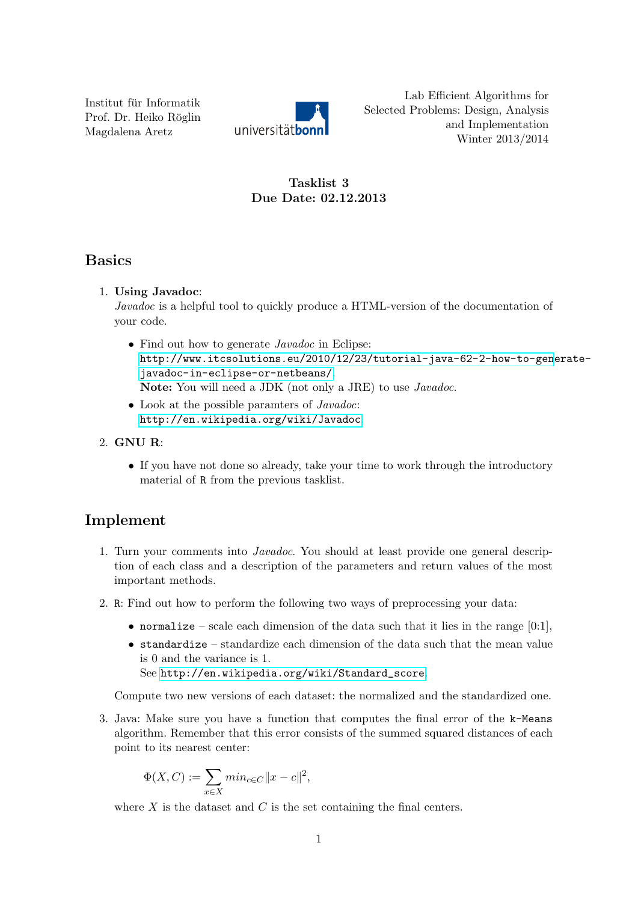Institut für Informatik
Prof. Dr. Heiko Röglin
Magdalena Aretz

Lab Efficient Algorithms for Selected Problems: Design, Analysis and Implementation
Winter 2013/2014

**Tasklist 3**
**Due Date: 02.12.2013**

## Basics

1. **Using Javadoc**:
   *Javadoc* is a helpful tool to quickly produce a HTML-version of the documentation of your code.

   - Find out how to generate *Javadoc* in Eclipse:
     http://www.itcsolutions.eu/2010/12/23/tutorial-java-62-2-how-to-generate-javadoc-in-eclipse-or-netbeans/.
     **Note:** You will need a JDK (not only a JRE) to use *Javadoc*.
   - Look at the possible paramters of *Javadoc*:
     http://en.wikipedia.org/wiki/Javadoc.

2. **GNU R**:

   - If you have not done so already, take your time to work through the introductory material of `R` from the previous tasklist.

## Implement

1. Turn your comments into *Javadoc*. You should at least provide one general description of each class and a description of the parameters and return values of the most important methods.

2. `R`: Find out how to perform the following two ways of preprocessing your data:

   - `normalize` – scale each dimension of the data such that it lies in the range [0:1],
   - `standardize` – standardize each dimension of the data such that the mean value is 0 and the variance is 1.
     See http://en.wikipedia.org/wiki/Standard_score.

   Compute two new versions of each dataset: the normalized and the standardized one.

3. Java: Make sure you have a function that computes the final error of the `k-Means` algorithm. Remember that this error consists of the summed squared distances of each point to its nearest center:

   $$\Phi(X, C) := \sum_{x \in X} min_{c \in C} \|x - c\|^2,$$

   where $X$ is the dataset and $C$ is the set containing the final centers.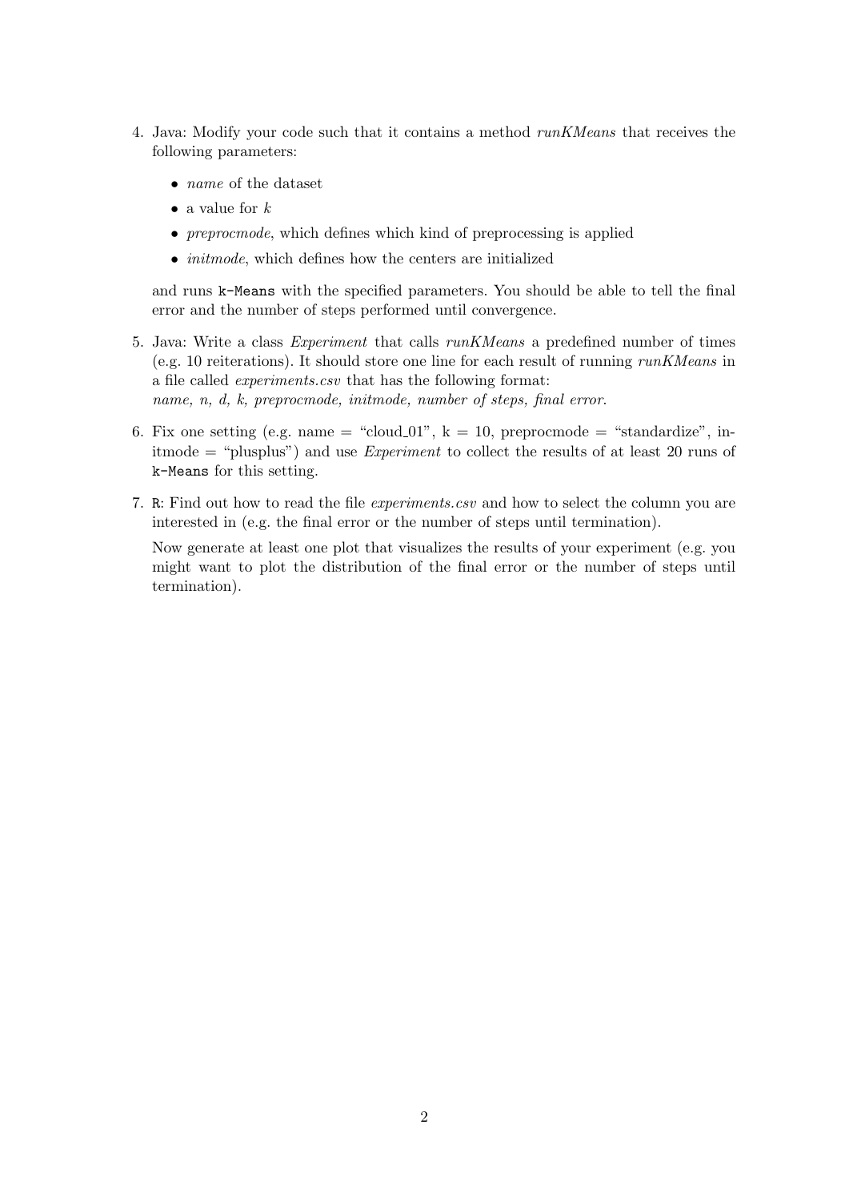4. Java: Modify your code such that it contains a method *runKMeans* that receives the following parameters:

   - *name* of the dataset
   - a value for $k$
   - *preprocmode*, which defines which kind of preprocessing is applied
   - *initmode*, which defines how the centers are initialized

   and runs `k-Means` with the specified parameters. You should be able to tell the final error and the number of steps performed until convergence.

5. Java: Write a class *Experiment* that calls *runKMeans* a predefined number of times (e.g. 10 reiterations). It should store one line for each result of running *runKMeans* in a file called *experiments.csv* that has the following format:
   *name, n, d, k, preprocmode, initmode, number of steps, final error*.

6. Fix one setting (e.g. name = "cloud_01", k = 10, preprocmode = "standardize", initmode = "plusplus") and use *Experiment* to collect the results of at least 20 runs of `k-Means` for this setting.

7. `R`: Find out how to read the file *experiments.csv* and how to select the column you are interested in (e.g. the final error or the number of steps until termination).

   Now generate at least one plot that visualizes the results of your experiment (e.g. you might want to plot the distribution of the final error or the number of steps until termination).